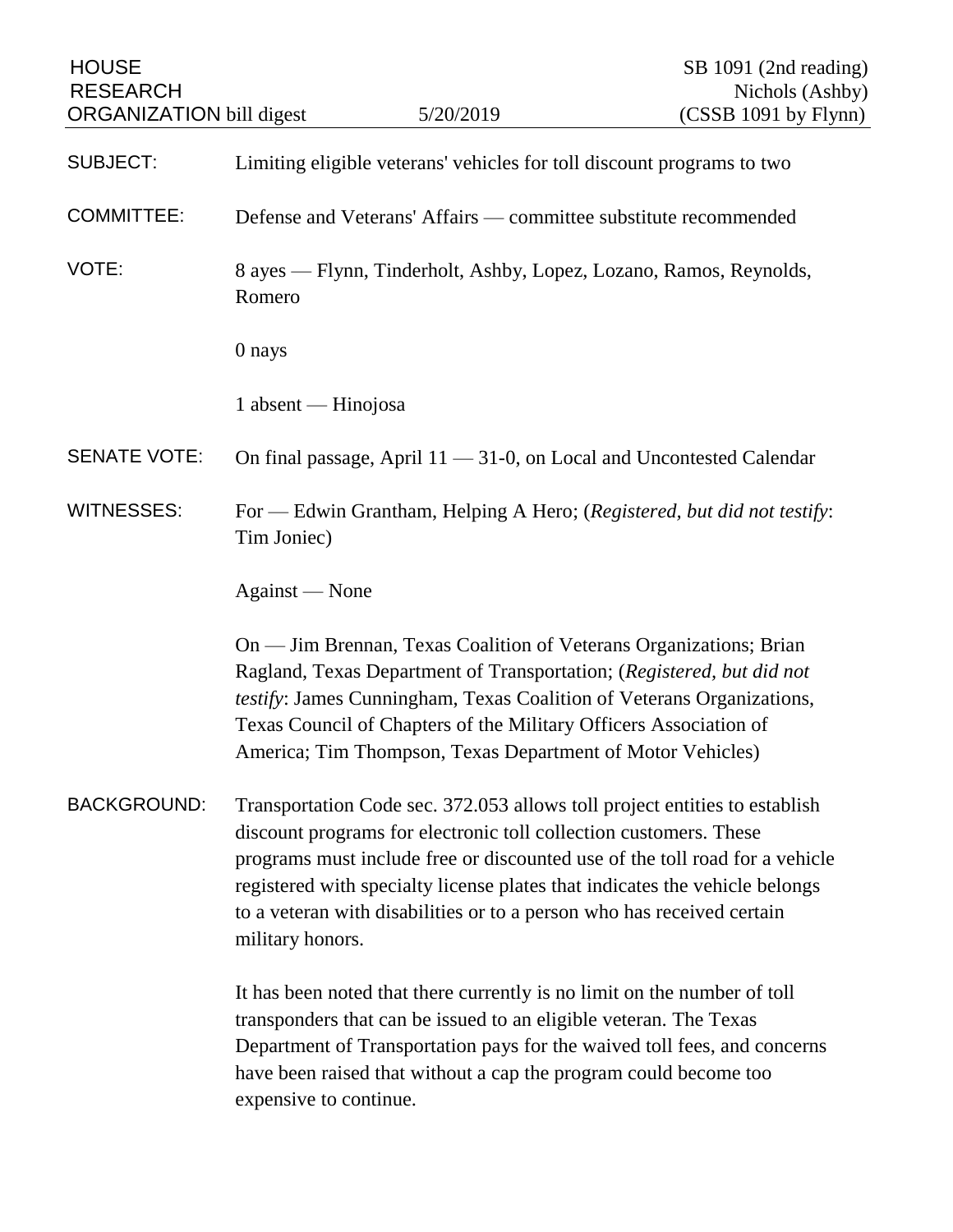HOUSE RESEARCH ORGANIZATION bill digest — 5/20/2019

SB 1091 (2nd reading)
Nichols (Ashby)
(CSSB 1091 by Flynn)

**SUBJECT:** Limiting eligible veterans' vehicles for toll discount programs to two

**COMMITTEE:** Defense and Veterans' Affairs — committee substitute recommended

**VOTE:** 8 ayes — Flynn, Tinderholt, Ashby, Lopez, Lozano, Ramos, Reynolds, Romero

0 nays

1 absent — Hinojosa

**SENATE VOTE:** On final passage, April 11 — 31-0, on Local and Uncontested Calendar

**WITNESSES:** For — Edwin Grantham, Helping A Hero; (*Registered, but did not testify*: Tim Joniec)

Against — None

On — Jim Brennan, Texas Coalition of Veterans Organizations; Brian Ragland, Texas Department of Transportation; (*Registered, but did not testify*: James Cunningham, Texas Coalition of Veterans Organizations, Texas Council of Chapters of the Military Officers Association of America; Tim Thompson, Texas Department of Motor Vehicles)

**BACKGROUND:** Transportation Code sec. 372.053 allows toll project entities to establish discount programs for electronic toll collection customers. These programs must include free or discounted use of the toll road for a vehicle registered with specialty license plates that indicates the vehicle belongs to a veteran with disabilities or to a person who has received certain military honors.

It has been noted that there currently is no limit on the number of toll transponders that can be issued to an eligible veteran. The Texas Department of Transportation pays for the waived toll fees, and concerns have been raised that without a cap the program could become too expensive to continue.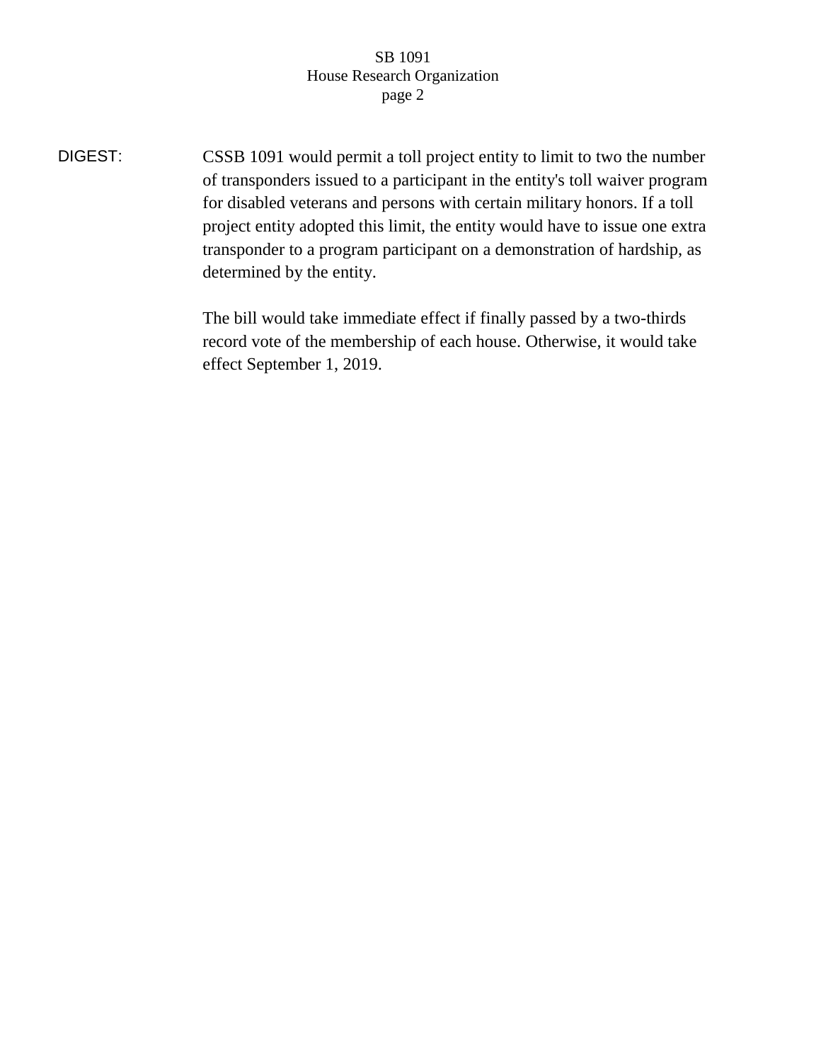DIGEST: CSSB 1091 would permit a toll project entity to limit to two the number of transponders issued to a participant in the entity's toll waiver program for disabled veterans and persons with certain military honors. If a toll project entity adopted this limit, the entity would have to issue one extra transponder to a program participant on a demonstration of hardship, as determined by the entity.

The bill would take immediate effect if finally passed by a two-thirds record vote of the membership of each house. Otherwise, it would take effect September 1, 2019.